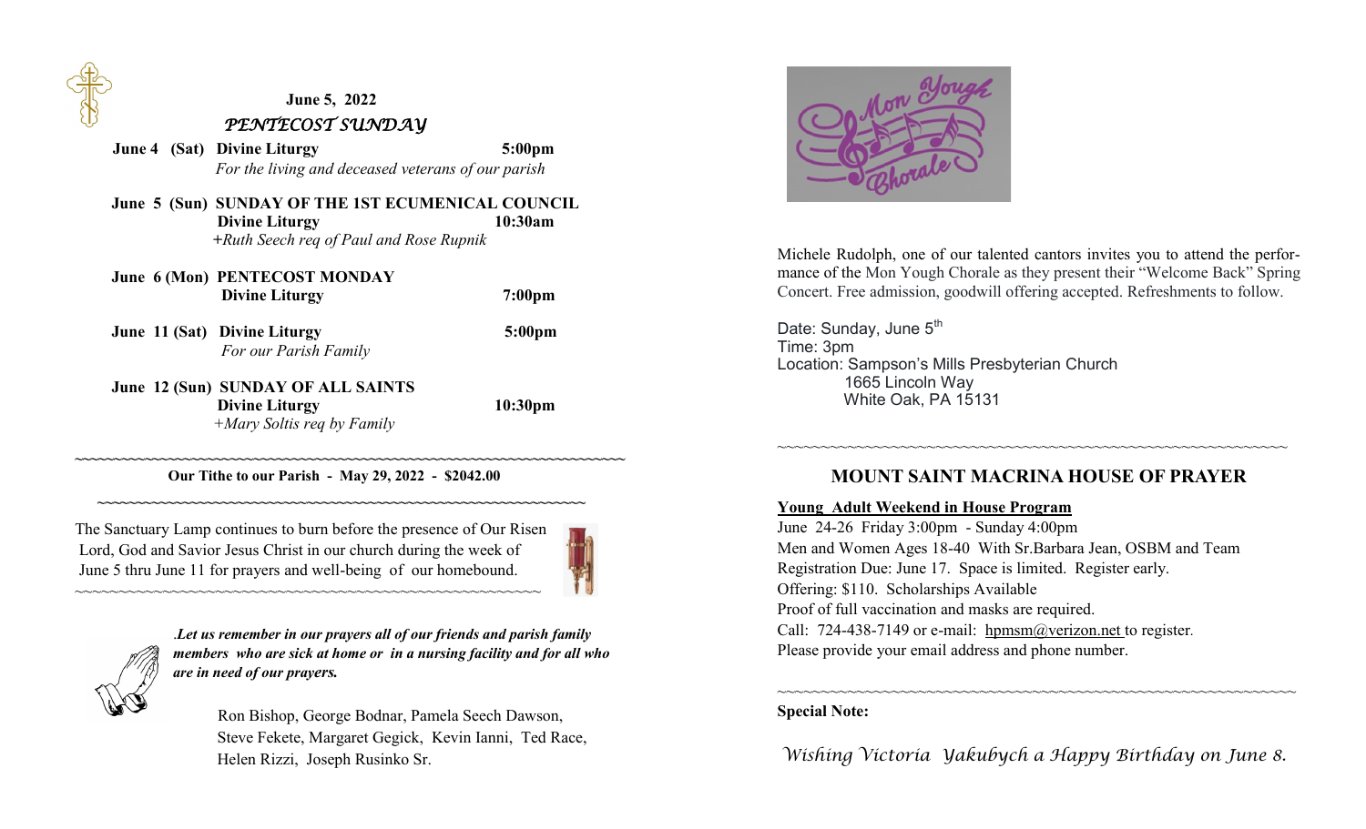**June 5, 2022**

***PENTECOST SUNDAY***

**June 4 (Sat) Divine Liturgy 5:00pm**
*For the living and deceased veterans of our parish*

**June 5 (Sun) SUNDAY OF THE 1ST ECUMENICAL COUNCIL**
**Divine Liturgy 10:30am**
*+Ruth Seech req of Paul and Rose Rupnik*

**June 6 (Mon) PENTECOST MONDAY**
**Divine Liturgy 7:00pm**

**June 11 (Sat) Divine Liturgy 5:00pm**
*For our Parish Family*

**June 12 (Sun) SUNDAY OF ALL SAINTS**
**Divine Liturgy 10:30pm**
*+Mary Soltis req by Family*

~~~~~~~~~~~~~~~~~~~~~~~~~~~~~~~~~~~~~~~~~~~~~~~~~~

**Our Tithe to our Parish - May 29, 2022 - $2042.00**

~~~~~~~~~~~~~~~~~~~~~~~~~~~~~~~~~~~~~~~~~~~~~~~~~~

The Sanctuary Lamp continues to burn before the presence of Our Risen Lord, God and Savior Jesus Christ in our church during the week of June 5 thru June 11 for prayers and well-being of our homebound.

~~~~~~~~~~~~~~~~~~~~~~~~~~~~~~~~~~~~~~~~~~~~~~~~~~

***Let us remember in our prayers all of our friends and parish family members who are sick at home or in a nursing facility and for all who are in need of our prayers.***

Ron Bishop, George Bodnar, Pamela Seech Dawson, Steve Fekete, Margaret Gegick, Kevin Ianni, Ted Race, Helen Rizzi, Joseph Rusinko Sr.

Michele Rudolph, one of our talented cantors invites you to attend the performance of the Mon Yough Chorale as they present their "Welcome Back" Spring Concert. Free admission, goodwill offering accepted. Refreshments to follow.

Date: Sunday, June 5th
Time: 3pm
Location: Sampson's Mills Presbyterian Church
1665 Lincoln Way
White Oak, PA 15131

~~~~~~~~~~~~~~~~~~~~~~~~~~~~~~~~~~~~~~~~~~~~~~~~~~

## MOUNT SAINT MACRINA HOUSE OF PRAYER

**Young Adult Weekend in House Program**

June 24-26 Friday 3:00pm - Sunday 4:00pm
Men and Women Ages 18-40 With Sr.Barbara Jean, OSBM and Team
Registration Due: June 17. Space is limited. Register early.
Offering: $110. Scholarships Available
Proof of full vaccination and masks are required.
Call: 724-438-7149 or e-mail: hpmsm@verizon.net to register.
Please provide your email address and phone number.

~~~~~~~~~~~~~~~~~~~~~~~~~~~~~~~~~~~~~~~~~~~~~~~~~~

**Special Note:**

*Wishing Victoria Yakubych a Happy Birthday on June 8.*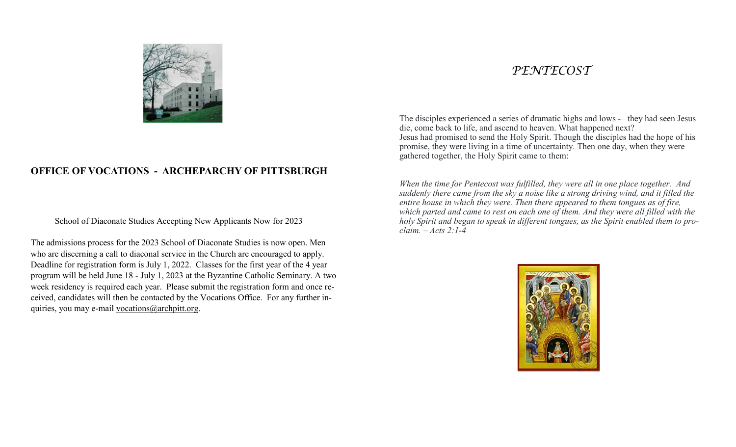## OFFICE OF VOCATIONS - ARCHEPARCHY OF PITTSBURGH

School of Diaconate Studies Accepting New Applicants Now for 2023

The admissions process for the 2023 School of Diaconate Studies is now open. Men who are discerning a call to diaconal service in the Church are encouraged to apply. Deadline for registration form is July 1, 2022. Classes for the first year of the 4 year program will be held June 18 - July 1, 2023 at the Byzantine Catholic Seminary. A two week residency is required each year. Please submit the registration form and once received, candidates will then be contacted by the Vocations Office. For any further inquiries, you may e-mail vocations@archpitt.org.

## *PENTECOST*

The disciples experienced a series of dramatic highs and lows -– they had seen Jesus die, come back to life, and ascend to heaven. What happened next?
Jesus had promised to send the Holy Spirit. Though the disciples had the hope of his promise, they were living in a time of uncertainty. Then one day, when they were gathered together, the Holy Spirit came to them:

*When the time for Pentecost was fulfilled, they were all in one place together. And suddenly there came from the sky a noise like a strong driving wind, and it filled the entire house in which they were. Then there appeared to them tongues as of fire, which parted and came to rest on each one of them. And they were all filled with the holy Spirit and began to speak in different tongues, as the Spirit enabled them to proclaim. – Acts 2:1-4*